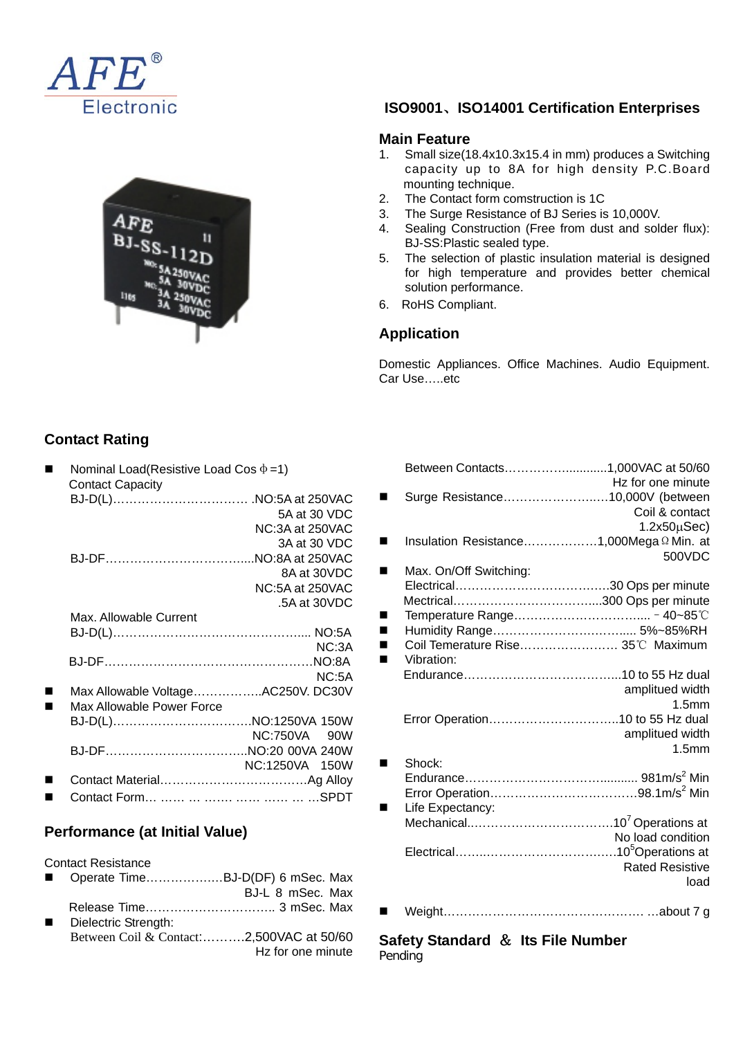AFE® Electronic

## ISO9001、ISO14001 Certification Enterprises

### Main Feature

1. Small size(18.4x10.3x15.4 in mm) produces a Switching capacity up to 8A for high density P.C.Board mounting technique.
2. The Contact form comstruction is 1C
3. The Surge Resistance of BJ Series is 10,000V.
4. Sealing Construction (Free from dust and solder flux): BJ-SS:Plastic sealed type.
5. The selection of plastic insulation material is designed for high temperature and provides better chemical solution performance.
6. RoHS Compliant.

### Application

Domestic Appliances. Office Machines. Audio Equipment. Car Use…..etc

## Contact Rating

- Nominal Load(Resistive Load Cos ϕ =1)
  Contact Capacity
  BJ-D(L)……………………………. .NO:5A at 250VAC
  5A at 30 VDC
  NC:3A at 250VAC
  3A at 30 VDC
  BJ-DF……………………………....NO:8A at 250VAC
  8A at 30VDC
  NC:5A at 250VAC
  .5A at 30VDC
  Max. Allowable Current
  BJ-D(L)…………………………………………... NO:5A
  NC:3A
  BJ-DF………………………………………….…NO:8A
  NC:5A
- Max Allowable Voltage……………..AC250V. DC30V
- Max Allowable Power Force
  BJ-D(L)…………………………….NO:1250VA 150W
  NC:750VA 90W
  BJ-DF…………………………….NO:20 00VA 240W
  NC:1250VA 150W
- Contact Material………………………………Ag Alloy
- Contact Form… …… … ……. …… …… … …SPDT

## Performance (at Initial Value)

Contact Resistance

- Operate Time……………….BJ-D(DF) 6 mSec. Max
  BJ-L 8 mSec. Max
  Release Time………………………….. 3 mSec. Max
- Dielectric Strength:
  Between Coil & Contact:……….2,500VAC at 50/60 Hz for one minute
  Between Contacts…………….............1,000VAC at 50/60 Hz for one minute
- Surge Resistance……………………..10,000V (between Coil & contact 1.2x50μSec)
- Insulation Resistance………………1,000MegaΩ Min. at 500VDC
- Max. On/Off Switching:
  Electrical……………………………….30 Ops per minute
  Mectrical……………………………....300 Ops per minute
- Temperature Range…………………………... －40~85℃
- Humidity Range……………………………..... 5%~85%RH
- Coil Temerature Rise…………………… 35℃ Maximum
- Vibration:
  Endurance………………………………..10 to 55 Hz dual amplitued width 1.5mm
  Error Operation…………………………..10 to 55 Hz dual amplitued width 1.5mm
- Shock:
  Endurance………………………………......... 981m/s$^2$ Min
  Error Operation……………………………….98.1m/s$^2$ Min
- Life Expectancy:
  Mechanical..…………………………….$10^7$ Operations at No load condition
  Electrical……..…………………………$10^5$Operations at Rated Resistive load
- Weight…………………………………………… …about 7 g

## Safety Standard ＆ Its File Number

Pending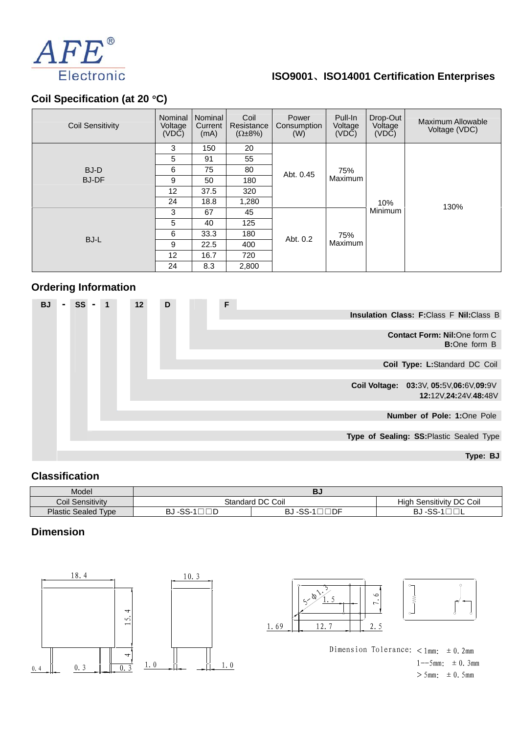# AFE® Electronic

**ISO9001、ISO14001 Certification Enterprises**

## Coil Specification (at 20 °C)

| Coil Sensitivity | Nominal Voltage (VDC) | Nominal Current (mA) | Coil Resistance (Ω±8%) | Power Consumption (W) | Pull-In Voltage (VDC) | Drop-Out Voltage (VDC) | Maximum Allowable Voltage (VDC) |
|---|---|---|---|---|---|---|---|
| BJ-D BJ-DF | 3 | 150 | 20 | Abt. 0.45 | 75% Maximum | 10% Minimum | 130% |
| | 5 | 91 | 55 | | | | |
| | 6 | 75 | 80 | | | | |
| | 9 | 50 | 180 | | | | |
| | 12 | 37.5 | 320 | | | | |
| | 24 | 18.8 | 1,280 | | | | |
| BJ-L | 3 | 67 | 45 | Abt. 0.2 | 75% Maximum | | |
| | 5 | 40 | 125 | | | | |
| | 6 | 33.3 | 180 | | | | |
| | 9 | 22.5 | 400 | | | | |
| | 12 | 16.7 | 720 | | | | |
| | 24 | 8.3 | 2,800 | | | | |

## Ordering Information

**BJ - SS - 1 12 D F**

**Insulation Class: F:**Class F **Nil:**Class B

**Contact Form: Nil:**One form C **B:**One form B

**Coil Type: L:**Standard DC Coil

**Coil Voltage: 03:**3V, **05:**5V,**06:**6V,**09:**9V **12:**12V,**24:**24V.**48:**48V

**Number of Pole: 1:**One Pole

**Type of Sealing: SS:**Plastic Sealed Type

**Type: BJ**

## Classification

| Model | BJ | | |
|---|---|---|---|
| Coil Sensitivity | Standard DC Coil | | High Sensitivity DC Coil |
| Plastic Sealed Type | BJ -SS-1□□D | BJ -SS-1□□DF | BJ -SS-1□□L |

## Dimension

18.4
15.4
4
0.4
0.3
0.3
10.3
1.0
1.0
5-Φ1.3
1.5
7.6
1.69
12.7
2.5

Dimension Tolerance: ＜1mm: ±0.2mm
1--5mm: ±0.3mm
＞5mm: ±0.5mm